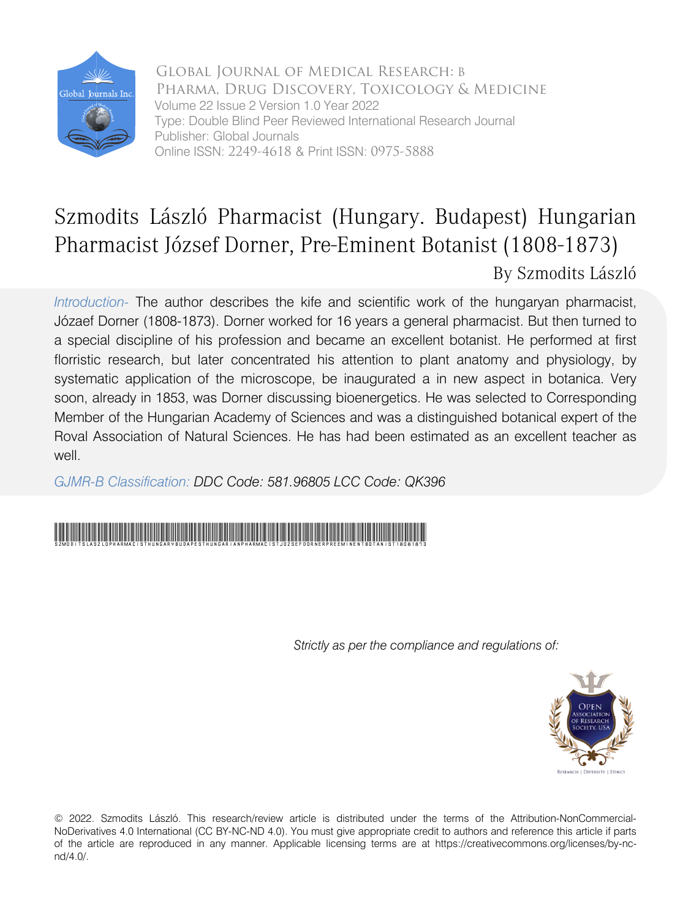Global Journal of Medical Research: B
Pharma, Drug Discovery, Toxicology & Medicine
Volume 22 Issue 2 Version 1.0 Year 2022
Type: Double Blind Peer Reviewed International Research Journal
Publisher: Global Journals
Online ISSN: 2249-4618 & Print ISSN: 0975-5888

# Szmodits László Pharmacist (Hungary. Budapest) Hungarian Pharmacist József Dorner, Pre-Eminent Botanist (1808-1873)

By Szmodits László

*Introduction-* The author describes the kife and scientific work of the hungaryan pharmacist, Józaef Dorner (1808-1873). Dorner worked for 16 years a general pharmacist. But then turned to a special discipline of his profession and became an excellent botanist. He performed at first florristic research, but later concentrated his attention to plant anatomy and physiology, by systematic application of the microscope, be inaugurated a in new aspect in botanica. Very soon, already in 1853, was Dorner discussing bioenergetics. He was selected to Corresponding Member of the Hungarian Academy of Sciences and was a distinguished botanical expert of the Roval Association of Natural Sciences. He has had been estimated as an excellent teacher as well.

*GJMR-B Classification: DDC Code: 581.96805 LCC Code: QK396*

SZMODITSLASZLOPHARMACISTHUNGARYBUDAPESTHUNGARIANPHARMACISTJOZSEFDORNERPREEMINENTBOTANIST18081873

*Strictly as per the compliance and regulations of:*

© 2022. Szmodits László. This research/review article is distributed under the terms of the Attribution-NonCommercial-NoDerivatives 4.0 International (CC BY-NC-ND 4.0). You must give appropriate credit to authors and reference this article if parts of the article are reproduced in any manner. Applicable licensing terms are at https://creativecommons.org/licenses/by-nc-nd/4.0/.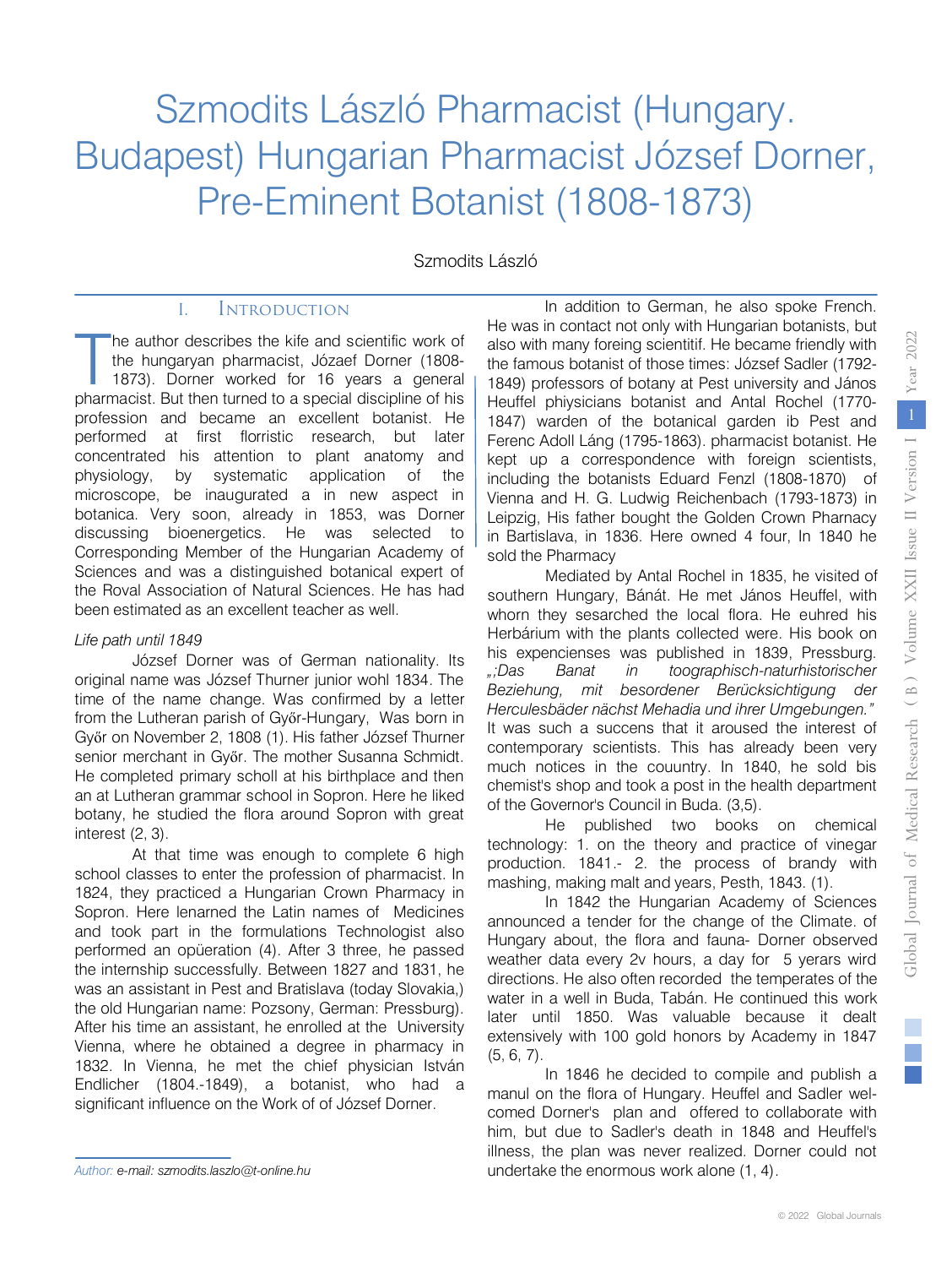# Szmodits László Pharmacist (Hungary. Budapest) Hungarian Pharmacist József Dorner, Pre-Eminent Botanist (1808-1873)

Szmodits László

## I. Introduction

The author describes the kife and scientific work of the hungaryan pharmacist, Józaef Dorner (1808-1873). Dorner worked for 16 years a general pharmacist. But then turned to a special discipline of his profession and became an excellent botanist. He performed at first florristic research, but later concentrated his attention to plant anatomy and physiology, by systematic application of the microscope, be inaugurated a in new aspect in botanica. Very soon, already in 1853, was Dorner discussing bioenergetics. He was selected to Corresponding Member of the Hungarian Academy of Sciences and was a distinguished botanical expert of the Roval Association of Natural Sciences. He has had been estimated as an excellent teacher as well.

*Life path until 1849*

József Dorner was of German nationality. Its original name was József Thurner junior wohl 1834. The time of the name change. Was confirmed by a letter from the Lutheran parish of Győr-Hungary, Was born in Győr on November 2, 1808 (1). His father József Thurner senior merchant in Győr. The mother Susanna Schmidt. He completed primary scholl at his birthplace and then an at Lutheran grammar school in Sopron. Here he liked botany, he studied the flora around Sopron with great interest (2, 3).

At that time was enough to complete 6 high school classes to enter the profession of pharmacist. In 1824, they practiced a Hungarian Crown Pharmacy in Sopron. Here lenarned the Latin names of Medicines and took part in the formulations Technologist also performed an opüeration (4). After 3 three, he passed the internship successfully. Between 1827 and 1831, he was an assistant in Pest and Bratislava (today Slovakia,) the old Hungarian name: Pozsony, German: Pressburg). After his time an assistant, he enrolled at the University Vienna, where he obtained a degree in pharmacy in 1832. In Vienna, he met the chief physician István Endlicher (1804.-1849), a botanist, who had a significant influence on the Work of of József Dorner.

In addition to German, he also spoke French. He was in contact not only with Hungarian botanists, but also with many foreing scientitif. He became friendly with the famous botanist of those times: József Sadler (1792-1849) professors of botany at Pest university and János Heuffel phiysicians botanist and Antal Rochel (1770-1847) warden of the botanical garden ib Pest and Ferenc Adoll Láng (1795-1863). pharmacist botanist. He kept up a correspondence with foreign scientists, including the botanists Eduard Fenzl (1808-1870) of Vienna and H. G. Ludwig Reichenbach (1793-1873) in Leipzig, His father bought the Golden Crown Pharnacy in Bartislava, in 1836. Here owned 4 four, In 1840 he sold the Pharmacy

Mediated by Antal Rochel in 1835, he visited of southern Hungary, Bánát. He met János Heuffel, with whorn they sesarched the local flora. He euhred his Herbárium with the plants collected were. His book on his expencienses was published in 1839, Pressburg. *„;Das Banat in toographisch-naturhistorischer Beziehung, mit besordener Berücksichtigung der Herculesbäder nächst Mehadia und ihrer Umgebungen."* It was such a succens that it aroused the interest of contemporary scientists. This has already been very much notices in the couuntry. In 1840, he sold bis chemist's shop and took a post in the health department of the Governor's Council in Buda. (3,5).

He published two books on chemical technology: 1. on the theory and practice of vinegar production. 1841.- 2. the process of brandy with mashing, making malt and years, Pesth, 1843. (1).

In 1842 the Hungarian Academy of Sciences announced a tender for the change of the Climate. of Hungary about, the flora and fauna- Dorner observed weather data every 2v hours, a day for 5 yerars wird directions. He also often recorded the temperates of the water in a well in Buda, Tabán. He continued this work later until 1850. Was valuable because it dealt extensively with 100 gold honors by Academy in 1847 (5, 6, 7).

In 1846 he decided to compile and publish a manul on the flora of Hungary. Heuffel and Sadler welcomed Dorner's plan and offered to collaborate with him, but due to Sadler's death in 1848 and Heuffel's illness, the plan was never realized. Dorner could not undertake the enormous work alone (1, 4).

*Author: e-mail: szmodits.laszlo@t-online.hu*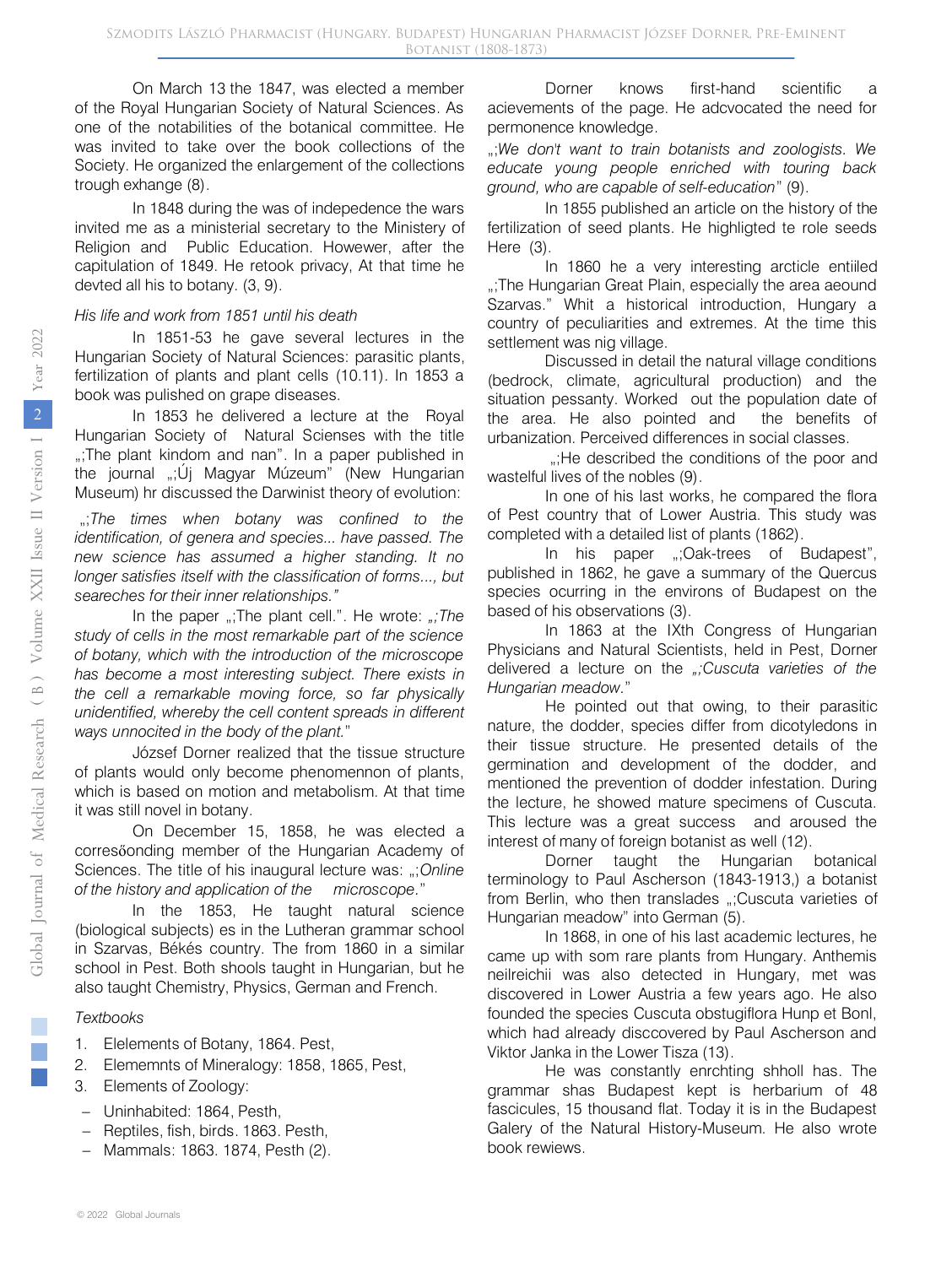On March 13 the 1847, was elected a member of the Royal Hungarian Society of Natural Sciences. As one of the notabilities of the botanical committee. He was invited to take over the book collections of the Society. He organized the enlargement of the collections trough exhange (8).

In 1848 during the was of indepedence the wars invited me as a ministerial secretary to the Ministery of Religion and Public Education. However, after the capitulation of 1849. He retook privacy, At that time he devted all his to botany. (3, 9).

*His life and work from 1851 until his death*

In 1851-53 he gave several lectures in the Hungarian Society of Natural Sciences: parasitic plants, fertilization of plants and plant cells (10.11). In 1853 a book was pulished on grape diseases.

In 1853 he delivered a lecture at the Royal Hungarian Society of Natural Sciences with the title „;The plant kindom and nan". In a paper published in the journal „;Új Magyar Múzeum" (New Hungarian Museum) hr discussed the Darwinist theory of evolution:

„;*The times when botany was confined to the identification, of genera and species... have passed. The new science has assumed a higher standing. It no longer satisfies itself with the classification of forms..., but seareches for their inner relationships."*

In the paper „;The plant cell.". He wrote: *„;The study of cells in the most remarkable part of the science of botany, which with the introduction of the microscope has become a most interesting subject. There exists in the cell a remarkable moving force, so far physically unidentified, whereby the cell content spreads in different ways unnocited in the body of the plant.*"

József Dorner realized that the tissue structure of plants would only become phenomennon of plants, which is based on motion and metabolism. At that time it was still novel in botany.

On December 15, 1858, he was elected a corresőonding member of the Hungarian Academy of Sciences. The title of his inaugural lecture was: „;*Online of the history and application of the microscope.*"

In the 1853, He taught natural science (biological subjects) es in the Lutheran grammar school in Szarvas, Békés country. The from 1860 in a similar school in Pest. Both shools taught in Hungarian, but he also taught Chemistry, Physics, German and French.

*Textbooks*

1. Elelements of Botany, 1864. Pest,
2. Elememnts of Mineralogy: 1858, 1865, Pest,
3. Elements of Zoology:
   - Uninhabited: 1864, Pesth,
   - Reptiles, fish, birds. 1863. Pesth,
   - Mammals: 1863. 1874, Pesth (2).

Dorner knows first-hand scientific a acievements of the page. He adcvocated the need for permonence knowledge.

„;*We don't want to train botanists and zoologists. We educate young people enriched with touring back ground, who are capable of self-education*" (9).

In 1855 published an article on the history of the fertilization of seed plants. He highligted te role seeds Here (3).

In 1860 he a very interesting arcticle entiiled „;The Hungarian Great Plain, especially the area aeound Szarvas." Whit a historical introduction, Hungary a country of peculiarities and extremes. At the time this settlement was nig village.

Discussed in detail the natural village conditions (bedrock, climate, agricultural production) and the situation pessanty. Worked out the population date of the area. He also pointed and the benefits of urbanization. Perceived differences in social classes.

„;He described the conditions of the poor and wastelful lives of the nobles (9).

In one of his last works, he compared the flora of Pest country that of Lower Austria. This study was completed with a detailed list of plants (1862).

In his paper „;Oak-trees of Budapest", published in 1862, he gave a summary of the Quercus species ocurring in the environs of Budapest on the based of his observations (3).

In 1863 at the IXth Congress of Hungarian Physicians and Natural Scientists, held in Pest, Dorner delivered a lecture on the *„;Cuscuta varieties of the Hungarian meadow.*"

He pointed out that owing, to their parasitic nature, the dodder, species differ from dicotyledons in their tissue structure. He presented details of the germination and development of the dodder, and mentioned the prevention of dodder infestation. During the lecture, he showed mature specimens of Cuscuta. This lecture was a great success and aroused the interest of many of foreign botanist as well (12).

Dorner taught the Hungarian botanical terminology to Paul Ascherson (1843-1913,) a botanist from Berlin, who then translades „;Cuscuta varieties of Hungarian meadow" into German (5).

In 1868, in one of his last academic lectures, he came up with som rare plants from Hungary. Anthemis neilreichii was also detected in Hungary, met was discovered in Lower Austria a few years ago. He also founded the species Cuscuta obstugiflora Hunp et Bonl, which had already disccovered by Paul Ascherson and Viktor Janka in the Lower Tisza (13).

He was constantly enrchting shholl has. The grammar shas Budapest kept is herbarium of 48 fascicules, 15 thousand flat. Today it is in the Budapest Galery of the Natural History-Museum. He also wrote book rewiews.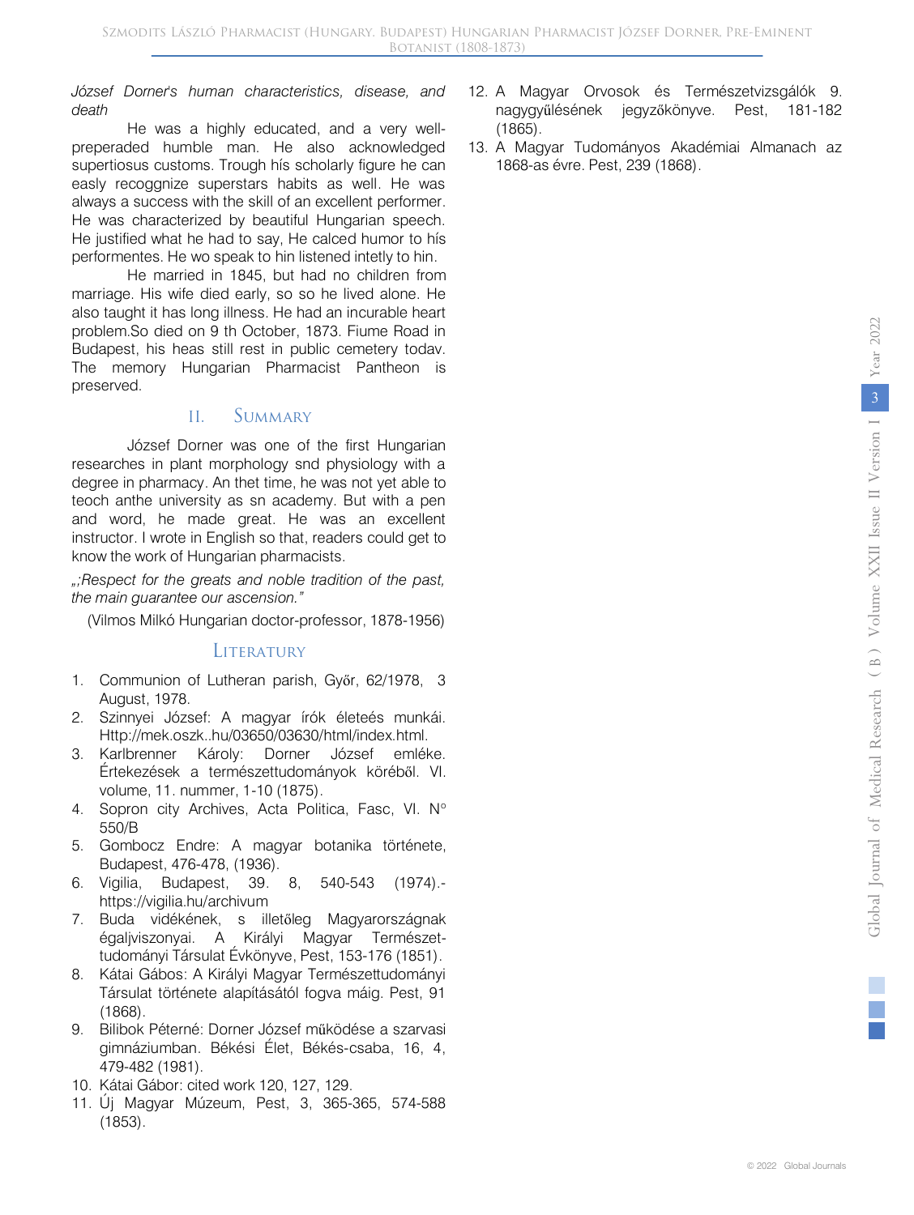*József Dorner's human characteristics, disease, and death*

He was a highly educated, and a very well-preperaded humble man. He also acknowledged supertiosus customs. Trough hís scholarly figure he can easly recoggnize superstars habits as well. He was always a success with the skill of an excellent performer. He was characterized by beautiful Hungarian speech. He justified what he had to say, He calced humor to hís performentes. He wo speak to hin listened intetly to hin.

He married in 1845, but had no children from marriage. His wife died early, so so he lived alone. He also taught it has long illness. He had an incurable heart problem.So died on 9 th October, 1873. Fiume Road in Budapest, his heas still rest in public cemetery todav. The memory Hungarian Pharmacist Pantheon is preserved.

## II. Summary

József Dorner was one of the first Hungarian researches in plant morphology snd physiology with a degree in pharmacy. An thet time, he was not yet able to teoch anthe university as sn academy. But with a pen and word, he made great. He was an excellent instructor. I wrote in English so that, readers could get to know the work of Hungarian pharmacists.

*„;Respect for the greats and noble tradition of the past, the main guarantee our ascension."*

(Vilmos Milkó Hungarian doctor-professor, 1878-1956)

## Literature

1. Communion of Lutheran parish, Győr, 62/1978, 3 August, 1978.
2. Szinnyei József: A magyar írók életeés munkái. Http://mek.oszk..hu/03650/03630/html/index.html.
3. Karlbrenner Károly: Dorner József emléke. Értekezések a természettudományok köréből. VI. volume, 11. nummer, 1-10 (1875).
4. Sopron city Archives, Acta Politica, Fasc, VI. N° 550/B
5. Gombocz Endre: A magyar botanika története, Budapest, 476-478, (1936).
6. Vigilia, Budapest, 39. 8, 540-543 (1974).- https://vigilia.hu/archivum
7. Buda vidékének, s illetőleg Magyarországnak égaljviszonyai. A Királyi Magyar Természet-tudományi Társulat Évkönyve, Pest, 153-176 (1851).
8. Kátai Gábos: A Királyi Magyar Természettudományi Társulat története alapításától fogva máig. Pest, 91 (1868).
9. Bilibok Péterné: Dorner József működése a szarvasi gimnáziumban. Békési Élet, Békés-csaba, 16, 4, 479-482 (1981).
10. Kátai Gábor: cited work 120, 127, 129.
11. Új Magyar Múzeum, Pest, 3, 365-365, 574-588 (1853).
12. A Magyar Orvosok és Természetvizsgálók 9. nagygyűlésének jegyzőkönyve. Pest, 181-182 (1865).
13. A Magyar Tudományos Akadémiai Almanach az 1868-as évre. Pest, 239 (1868).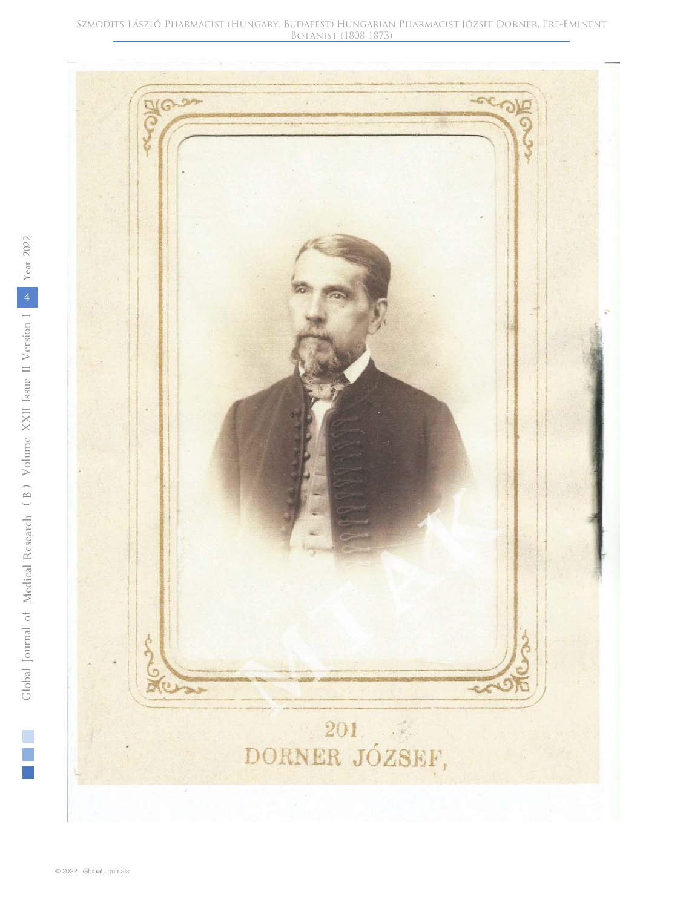201

DORNER JÓZSEF,